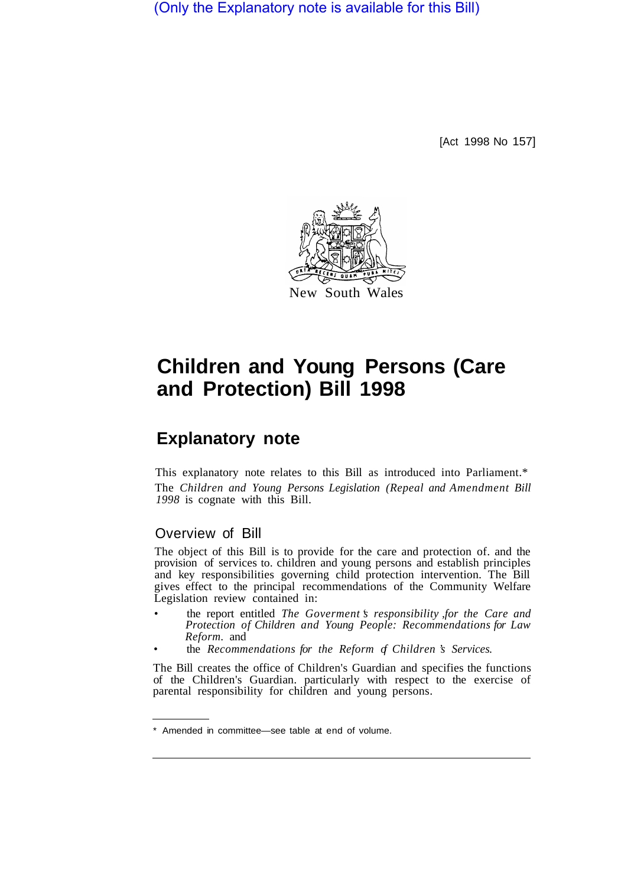(Only the Explanatory note is available for this Bill)

[Act 1998 No 157]

New South Wales

# Children and Young Persons (Care and Protection) Bill 1998

## Explanatory note

This explanatory note relates to this Bill as introduced into Parliament.*

The *Children and Young Persons Legislation (Repeal and Amendment Bill 1998* is cognate with this Bill.

### Overview of Bill

The object of this Bill is to provide for the care and protection of. and the provision of services to. children and young persons and establish principles and key responsibilities governing child protection intervention. The Bill gives effect to the principal recommendations of the Community Welfare Legislation review contained in:

- the report entitled *The Goverment's responsibility ,for the Care and Protection of Children and Young People: Recommendations for Law Reform*. and
- the *Recommendations for the Reform of Children's Services*.

The Bill creates the office of Children's Guardian and specifies the functions of the Children's Guardian. particularly with respect to the exercise of parental responsibility for children and young persons.

* Amended in committee—see table at end of volume.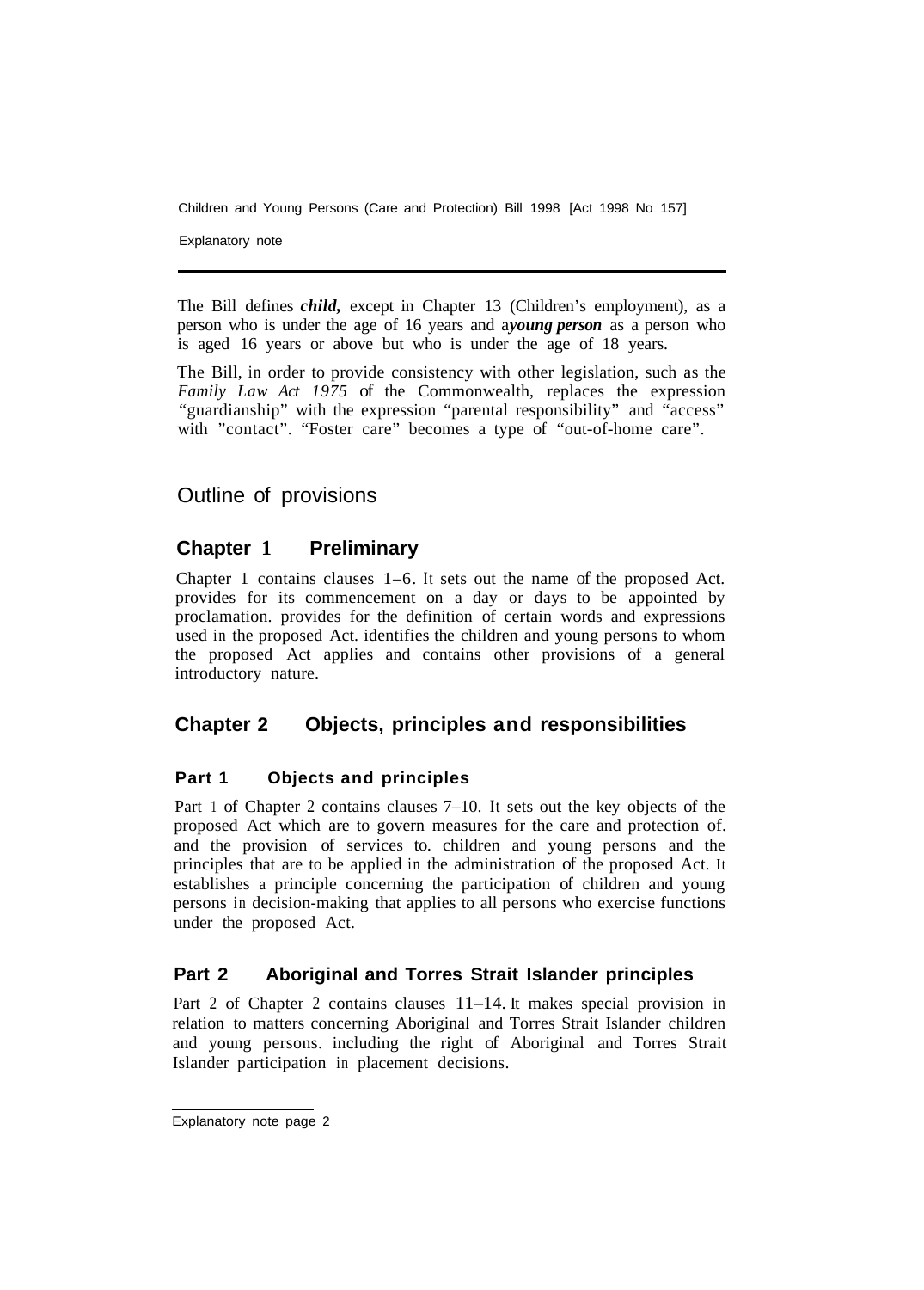The Bill defines ***child,*** except in Chapter 13 (Children's employment), as a person who is under the age of 16 years and a ***young person*** as a person who is aged 16 years or above but who is under the age of 18 years.

The Bill, in order to provide consistency with other legislation, such as the *Family Law Act 1975* of the Commonwealth, replaces the expression "guardianship" with the expression "parental responsibility" and "access" with "contact". "Foster care" becomes a type of "out-of-home care".

## Outline of provisions

### Chapter 1 Preliminary

Chapter 1 contains clauses 1–6. It sets out the name of the proposed Act. provides for its commencement on a day or days to be appointed by proclamation. provides for the definition of certain words and expressions used in the proposed Act. identifies the children and young persons to whom the proposed Act applies and contains other provisions of a general introductory nature.

### Chapter 2 Objects, principles and responsibilities

#### Part 1 Objects and principles

Part 1 of Chapter 2 contains clauses 7–10. It sets out the key objects of the proposed Act which are to govern measures for the care and protection of. and the provision of services to. children and young persons and the principles that are to be applied in the administration of the proposed Act. It establishes a principle concerning the participation of children and young persons in decision-making that applies to all persons who exercise functions under the proposed Act.

#### Part 2 Aboriginal and Torres Strait Islander principles

Part 2 of Chapter 2 contains clauses 11–14. It makes special provision in relation to matters concerning Aboriginal and Torres Strait Islander children and young persons. including the right of Aboriginal and Torres Strait Islander participation in placement decisions.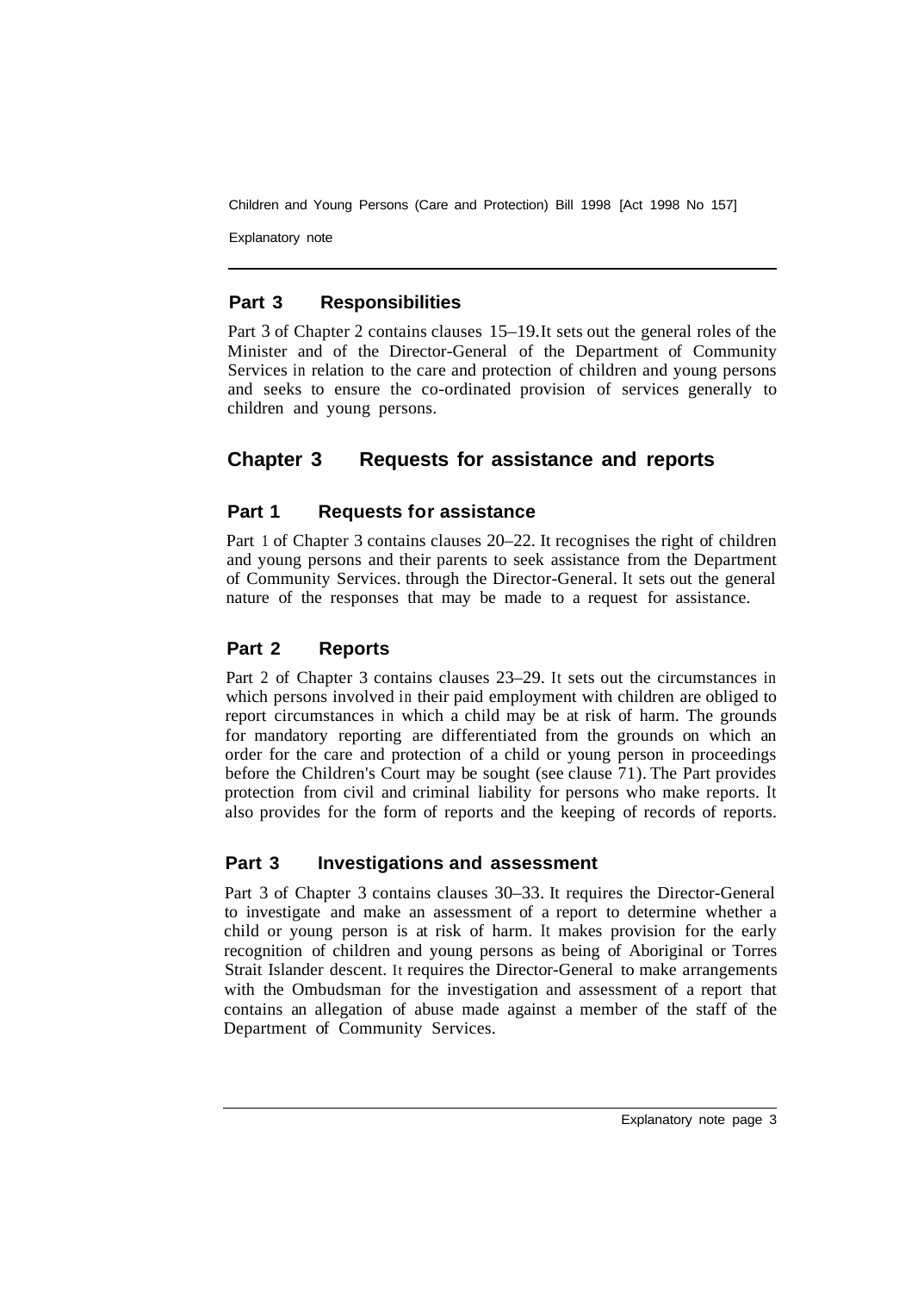## Part 3 Responsibilities

Part 3 of Chapter 2 contains clauses 15–19. It sets out the general roles of the Minister and of the Director-General of the Department of Community Services in relation to the care and protection of children and young persons and seeks to ensure the co-ordinated provision of services generally to children and young persons.

# Chapter 3 Requests for assistance and reports

## Part 1 Requests for assistance

Part 1 of Chapter 3 contains clauses 20–22. It recognises the right of children and young persons and their parents to seek assistance from the Department of Community Services. through the Director-General. It sets out the general nature of the responses that may be made to a request for assistance.

## Part 2 Reports

Part 2 of Chapter 3 contains clauses 23–29. It sets out the circumstances in which persons involved in their paid employment with children are obliged to report circumstances in which a child may be at risk of harm. The grounds for mandatory reporting are differentiated from the grounds on which an order for the care and protection of a child or young person in proceedings before the Children's Court may be sought (see clause 71). The Part provides protection from civil and criminal liability for persons who make reports. It also provides for the form of reports and the keeping of records of reports.

## Part 3 Investigations and assessment

Part 3 of Chapter 3 contains clauses 30–33. It requires the Director-General to investigate and make an assessment of a report to determine whether a child or young person is at risk of harm. It makes provision for the early recognition of children and young persons as being of Aboriginal or Torres Strait Islander descent. It requires the Director-General to make arrangements with the Ombudsman for the investigation and assessment of a report that contains an allegation of abuse made against a member of the staff of the Department of Community Services.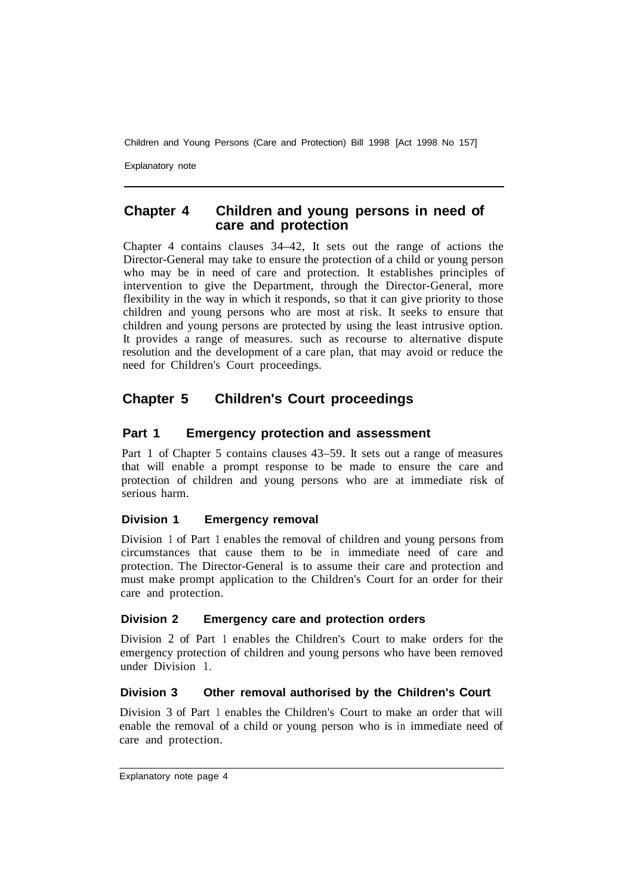## Chapter 4 Children and young persons in need of care and protection

Chapter 4 contains clauses 34–42, It sets out the range of actions the Director-General may take to ensure the protection of a child or young person who may be in need of care and protection. It establishes principles of intervention to give the Department, through the Director-General, more flexibility in the way in which it responds, so that it can give priority to those children and young persons who are most at risk. It seeks to ensure that children and young persons are protected by using the least intrusive option. It provides a range of measures. such as recourse to alternative dispute resolution and the development of a care plan, that may avoid or reduce the need for Children's Court proceedings.

## Chapter 5 Children's Court proceedings

### Part 1 Emergency protection and assessment

Part 1 of Chapter 5 contains clauses 43–59. It sets out a range of measures that will enable a prompt response to be made to ensure the care and protection of children and young persons who are at immediate risk of serious harm.

#### Division 1 Emergency removal

Division 1 of Part 1 enables the removal of children and young persons from circumstances that cause them to be in immediate need of care and protection. The Director-General is to assume their care and protection and must make prompt application to the Children's Court for an order for their care and protection.

#### Division 2 Emergency care and protection orders

Division 2 of Part 1 enables the Children's Court to make orders for the emergency protection of children and young persons who have been removed under Division 1.

#### Division 3 Other removal authorised by the Children's Court

Division 3 of Part 1 enables the Children's Court to make an order that will enable the removal of a child or young person who is in immediate need of care and protection.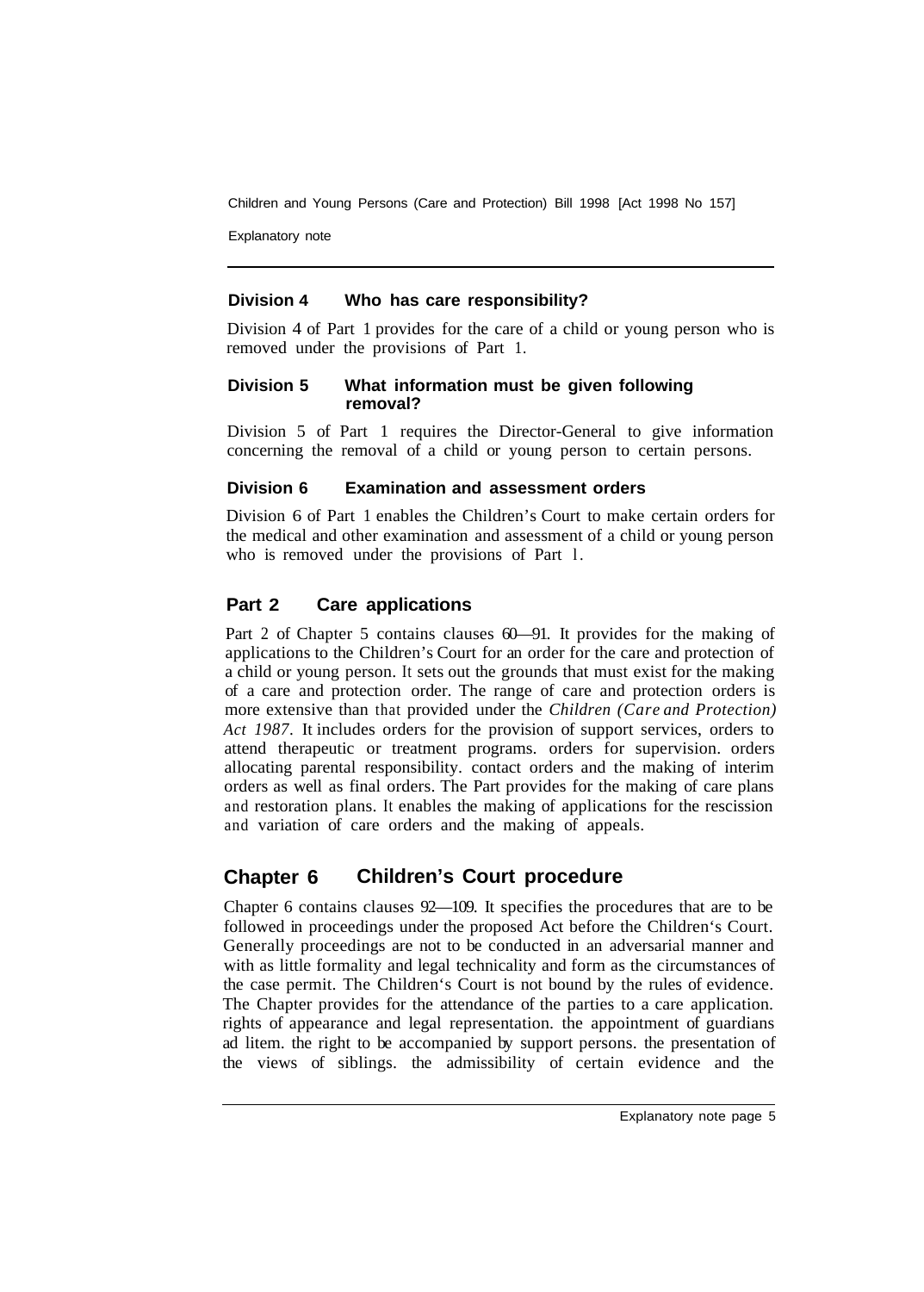### Division 4 Who has care responsibility?

Division 4 of Part 1 provides for the care of a child or young person who is removed under the provisions of Part 1.

### Division 5 What information must be given following removal?

Division 5 of Part 1 requires the Director-General to give information concerning the removal of a child or young person to certain persons.

### Division 6 Examination and assessment orders

Division 6 of Part 1 enables the Children's Court to make certain orders for the medical and other examination and assessment of a child or young person who is removed under the provisions of Part 1.

## Part 2 Care applications

Part 2 of Chapter 5 contains clauses 60—91. It provides for the making of applications to the Children's Court for an order for the care and protection of a child or young person. It sets out the grounds that must exist for the making of a care and protection order. The range of care and protection orders is more extensive than that provided under the *Children (Care and Protection) Act 1987*. It includes orders for the provision of support services, orders to attend therapeutic or treatment programs. orders for supervision. orders allocating parental responsibility. contact orders and the making of interim orders as well as final orders. The Part provides for the making of care plans and restoration plans. It enables the making of applications for the rescission and variation of care orders and the making of appeals.

# Chapter 6 Children's Court procedure

Chapter 6 contains clauses 92—109. It specifies the procedures that are to be followed in proceedings under the proposed Act before the Children's Court. Generally proceedings are not to be conducted in an adversarial manner and with as little formality and legal technicality and form as the circumstances of the case permit. The Children's Court is not bound by the rules of evidence. The Chapter provides for the attendance of the parties to a care application. rights of appearance and legal representation. the appointment of guardians ad litem. the right to be accompanied by support persons. the presentation of the views of siblings. the admissibility of certain evidence and the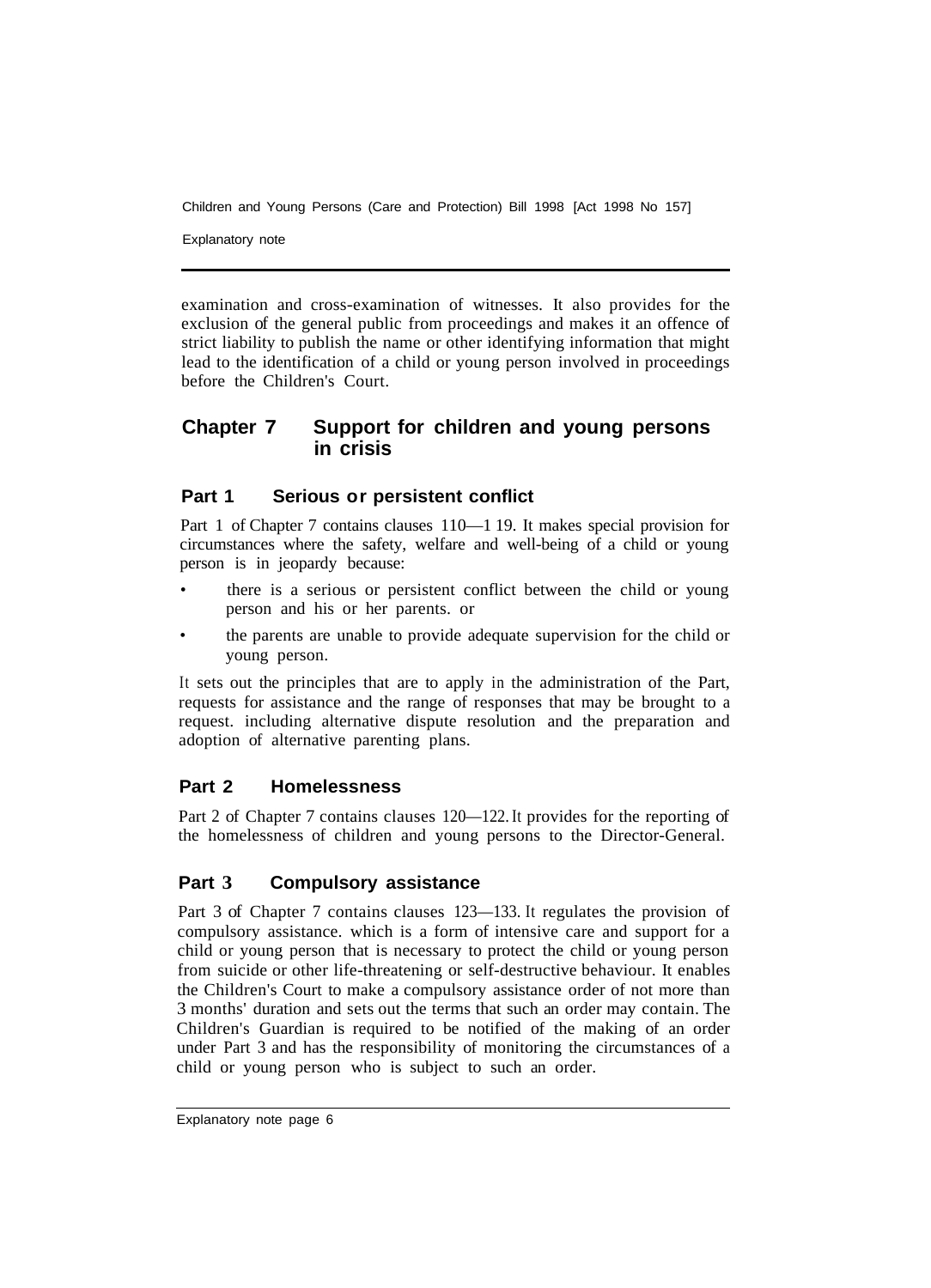examination and cross-examination of witnesses. It also provides for the exclusion of the general public from proceedings and makes it an offence of strict liability to publish the name or other identifying information that might lead to the identification of a child or young person involved in proceedings before the Children's Court.

## Chapter 7 Support for children and young persons in crisis

### Part 1 Serious or persistent conflict

Part 1 of Chapter 7 contains clauses 110—1 19. It makes special provision for circumstances where the safety, welfare and well-being of a child or young person is in jeopardy because:

- there is a serious or persistent conflict between the child or young person and his or her parents. or
- the parents are unable to provide adequate supervision for the child or young person.

It sets out the principles that are to apply in the administration of the Part, requests for assistance and the range of responses that may be brought to a request. including alternative dispute resolution and the preparation and adoption of alternative parenting plans.

### Part 2 Homelessness

Part 2 of Chapter 7 contains clauses 120—122. It provides for the reporting of the homelessness of children and young persons to the Director-General.

### Part 3 Compulsory assistance

Part 3 of Chapter 7 contains clauses 123—133. It regulates the provision of compulsory assistance. which is a form of intensive care and support for a child or young person that is necessary to protect the child or young person from suicide or other life-threatening or self-destructive behaviour. It enables the Children's Court to make a compulsory assistance order of not more than 3 months' duration and sets out the terms that such an order may contain. The Children's Guardian is required to be notified of the making of an order under Part 3 and has the responsibility of monitoring the circumstances of a child or young person who is subject to such an order.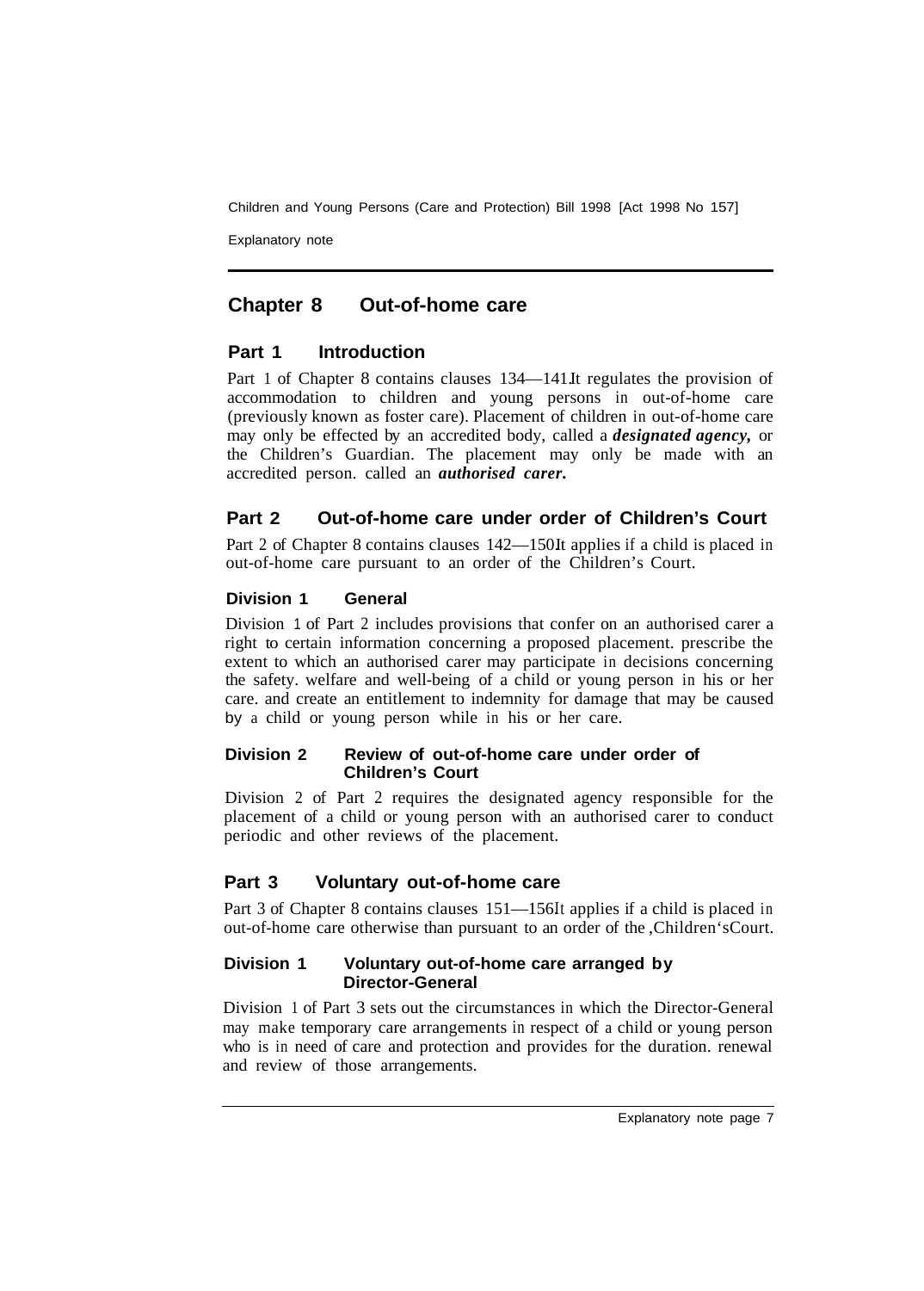## Chapter 8 Out-of-home care

### Part 1 Introduction

Part 1 of Chapter 8 contains clauses 134—141. It regulates the provision of accommodation to children and young persons in out-of-home care (previously known as foster care). Placement of children in out-of-home care may only be effected by an accredited body, called a ***designated agency,*** or the Children's Guardian. The placement may only be made with an accredited person. called an ***authorised carer.***

### Part 2 Out-of-home care under order of Children's Court

Part 2 of Chapter 8 contains clauses 142—150. It applies if a child is placed in out-of-home care pursuant to an order of the Children's Court.

#### Division 1 General

Division 1 of Part 2 includes provisions that confer on an authorised carer a right to certain information concerning a proposed placement. prescribe the extent to which an authorised carer may participate in decisions concerning the safety. welfare and well-being of a child or young person in his or her care. and create an entitlement to indemnity for damage that may be caused by a child or young person while in his or her care.

#### Division 2 Review of out-of-home care under order of Children's Court

Division 2 of Part 2 requires the designated agency responsible for the placement of a child or young person with an authorised carer to conduct periodic and other reviews of the placement.

### Part 3 Voluntary out-of-home care

Part 3 of Chapter 8 contains clauses 151—156. It applies if a child is placed in out-of-home care otherwise than pursuant to an order of the Children's Court.

#### Division 1 Voluntary out-of-home care arranged by Director-General

Division 1 of Part 3 sets out the circumstances in which the Director-General may make temporary care arrangements in respect of a child or young person who is in need of care and protection and provides for the duration. renewal and review of those arrangements.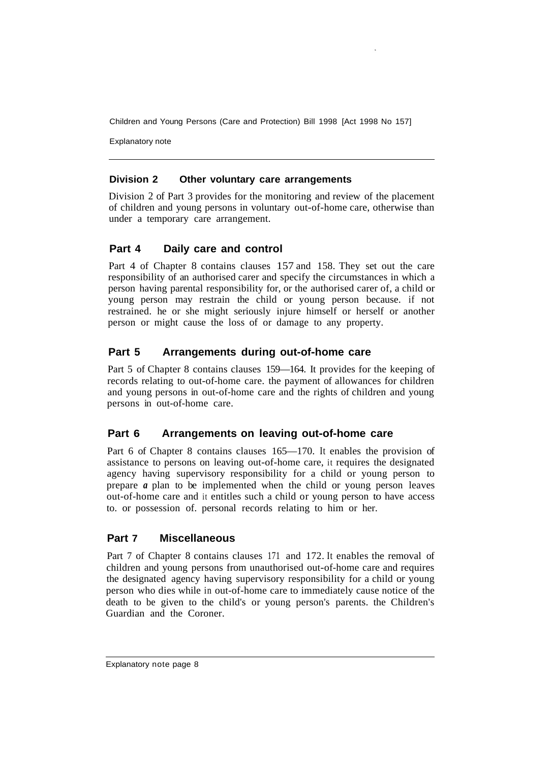### Division 2 Other voluntary care arrangements

Division 2 of Part 3 provides for the monitoring and review of the placement of children and young persons in voluntary out-of-home care, otherwise than under a temporary care arrangement.

## Part 4 Daily care and control

Part 4 of Chapter 8 contains clauses 157 and 158. They set out the care responsibility of an authorised carer and specify the circumstances in which a person having parental responsibility for, or the authorised carer of, a child or young person may restrain the child or young person because. if not restrained. he or she might seriously injure himself or herself or another person or might cause the loss of or damage to any property.

## Part 5 Arrangements during out-of-home care

Part 5 of Chapter 8 contains clauses 159—164. It provides for the keeping of records relating to out-of-home care. the payment of allowances for children and young persons in out-of-home care and the rights of children and young persons in out-of-home care.

## Part 6 Arrangements on leaving out-of-home care

Part 6 of Chapter 8 contains clauses 165—170. It enables the provision of assistance to persons on leaving out-of-home care, it requires the designated agency having supervisory responsibility for a child or young person to prepare *a* plan to be implemented when the child or young person leaves out-of-home care and it entitles such a child or young person to have access to. or possession of. personal records relating to him or her.

## Part 7 Miscellaneous

Part 7 of Chapter 8 contains clauses 171 and 172. It enables the removal of children and young persons from unauthorised out-of-home care and requires the designated agency having supervisory responsibility for a child or young person who dies while in out-of-home care to immediately cause notice of the death to be given to the child's or young person's parents. the Children's Guardian and the Coroner.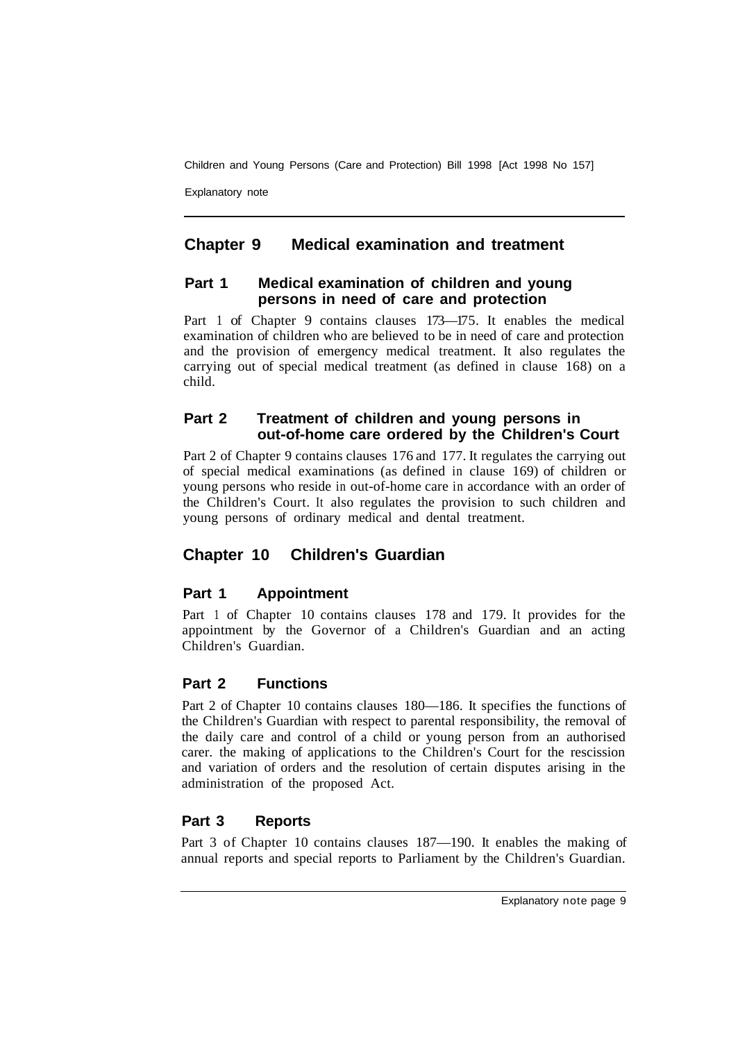## Chapter 9 Medical examination and treatment

### Part 1 Medical examination of children and young persons in need of care and protection

Part 1 of Chapter 9 contains clauses 173—175. It enables the medical examination of children who are believed to be in need of care and protection and the provision of emergency medical treatment. It also regulates the carrying out of special medical treatment (as defined in clause 168) on a child.

### Part 2 Treatment of children and young persons in out-of-home care ordered by the Children's Court

Part 2 of Chapter 9 contains clauses 176 and 177. It regulates the carrying out of special medical examinations (as defined in clause 169) of children or young persons who reside in out-of-home care in accordance with an order of the Children's Court. It also regulates the provision to such children and young persons of ordinary medical and dental treatment.

## Chapter 10 Children's Guardian

### Part 1 Appointment

Part 1 of Chapter 10 contains clauses 178 and 179. It provides for the appointment by the Governor of a Children's Guardian and an acting Children's Guardian.

### Part 2 Functions

Part 2 of Chapter 10 contains clauses 180—186. It specifies the functions of the Children's Guardian with respect to parental responsibility, the removal of the daily care and control of a child or young person from an authorised carer. the making of applications to the Children's Court for the rescission and variation of orders and the resolution of certain disputes arising in the administration of the proposed Act.

### Part 3 Reports

Part 3 of Chapter 10 contains clauses 187—190. It enables the making of annual reports and special reports to Parliament by the Children's Guardian.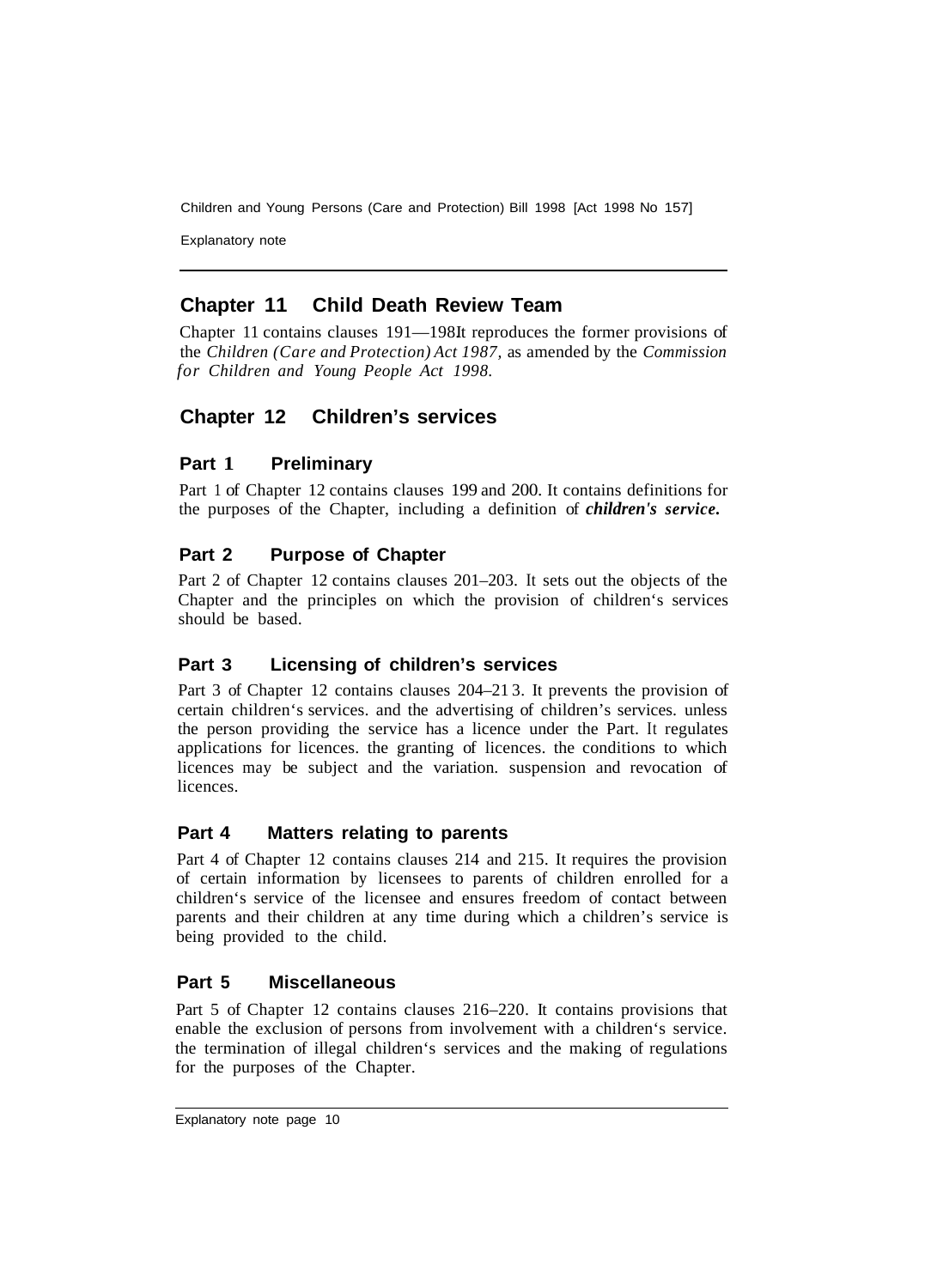## Chapter 11 Child Death Review Team

Chapter 11 contains clauses 191—198It reproduces the former provisions of the *Children (Care and Protection) Act 1987*, as amended by the *Commission for Children and Young People Act 1998*.

## Chapter 12 Children's services

### Part 1 Preliminary

Part 1 of Chapter 12 contains clauses 199 and 200. It contains definitions for the purposes of the Chapter, including a definition of ***children's service***.

### Part 2 Purpose of Chapter

Part 2 of Chapter 12 contains clauses 201–203. It sets out the objects of the Chapter and the principles on which the provision of children's services should be based.

### Part 3 Licensing of children's services

Part 3 of Chapter 12 contains clauses 204–21 3. It prevents the provision of certain children's services. and the advertising of children's services. unless the person providing the service has a licence under the Part. It regulates applications for licences. the granting of licences. the conditions to which licences may be subject and the variation. suspension and revocation of licences.

### Part 4 Matters relating to parents

Part 4 of Chapter 12 contains clauses 214 and 215. It requires the provision of certain information by licensees to parents of children enrolled for a children's service of the licensee and ensures freedom of contact between parents and their children at any time during which a children's service is being provided to the child.

### Part 5 Miscellaneous

Part 5 of Chapter 12 contains clauses 216–220. It contains provisions that enable the exclusion of persons from involvement with a children's service. the termination of illegal children's services and the making of regulations for the purposes of the Chapter.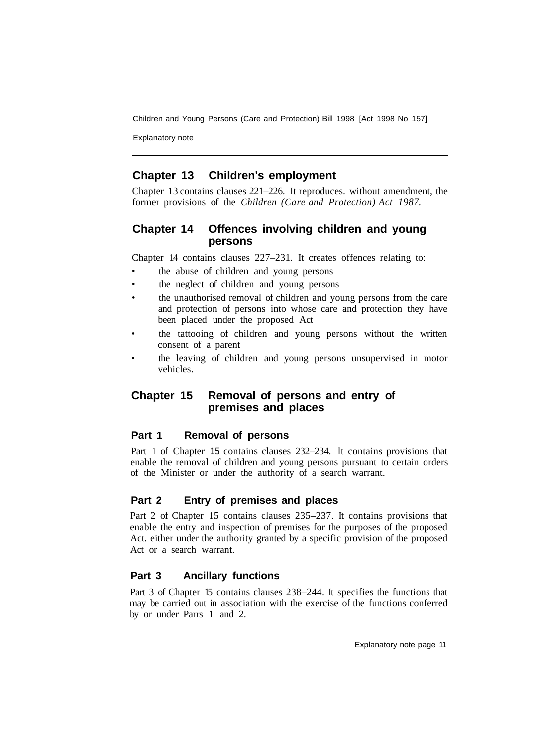## Chapter 13 Children's employment

Chapter 13 contains clauses 221–226. It reproduces. without amendment, the former provisions of the *Children (Care and Protection) Act 1987.*

## Chapter 14 Offences involving children and young persons

Chapter 14 contains clauses 227–231. It creates offences relating to:

- the abuse of children and young persons
- the neglect of children and young persons
- the unauthorised removal of children and young persons from the care and protection of persons into whose care and protection they have been placed under the proposed Act
- the tattooing of children and young persons without the written consent of a parent
- the leaving of children and young persons unsupervised in motor vehicles.

## Chapter 15 Removal of persons and entry of premises and places

### Part 1 Removal of persons

Part 1 of Chapter 15 contains clauses 232–234. It contains provisions that enable the removal of children and young persons pursuant to certain orders of the Minister or under the authority of a search warrant.

### Part 2 Entry of premises and places

Part 2 of Chapter 15 contains clauses 235–237. It contains provisions that enable the entry and inspection of premises for the purposes of the proposed Act. either under the authority granted by a specific provision of the proposed Act or a search warrant.

### Part 3 Ancillary functions

Part 3 of Chapter 15 contains clauses 238–244. It specifies the functions that may be carried out in association with the exercise of the functions conferred by or under Parrs 1 and 2.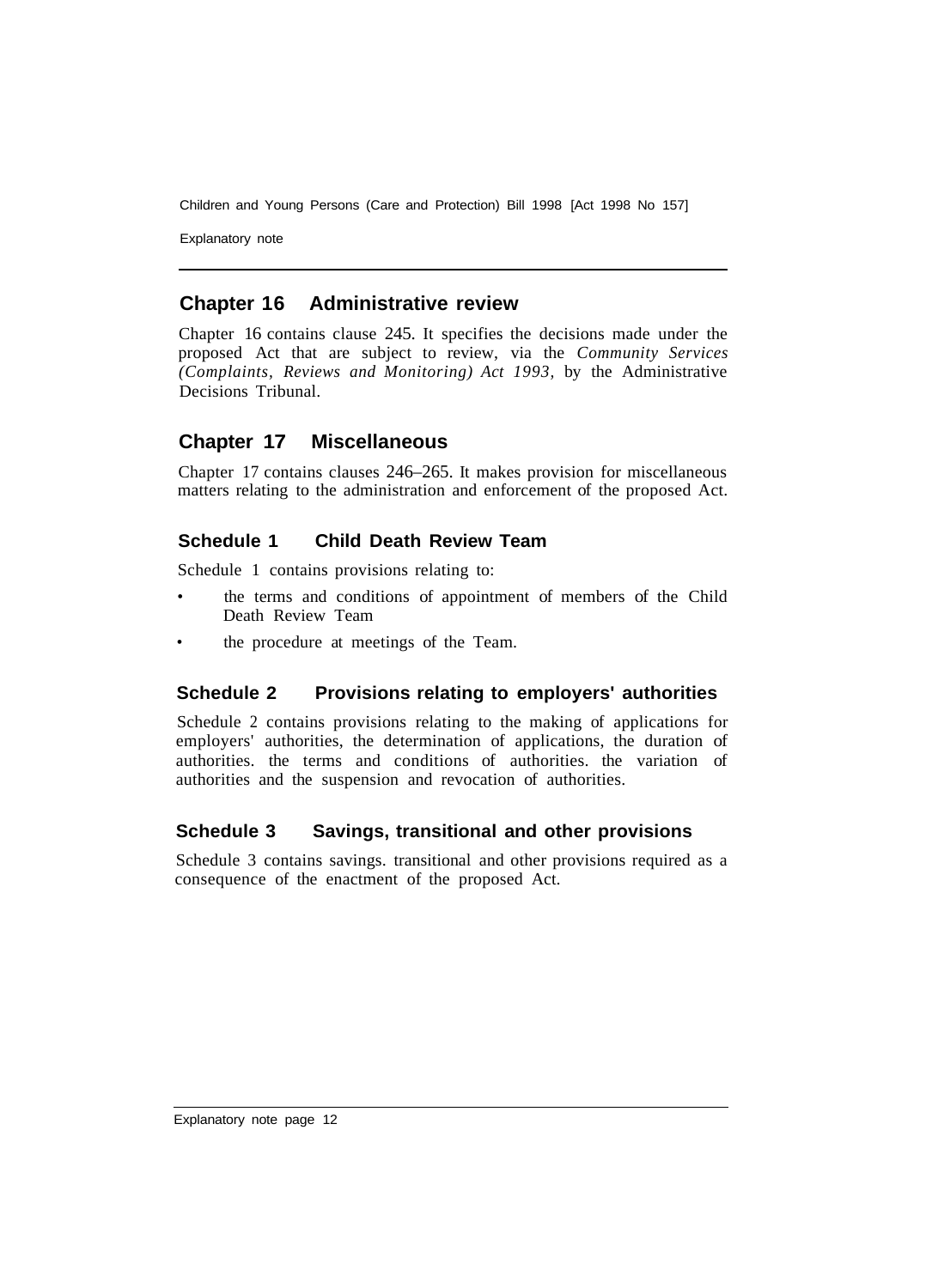## Chapter 16 Administrative review

Chapter 16 contains clause 245. It specifies the decisions made under the proposed Act that are subject to review, via the *Community Services (Complaints, Reviews and Monitoring) Act 1993,* by the Administrative Decisions Tribunal.

## Chapter 17 Miscellaneous

Chapter 17 contains clauses 246–265. It makes provision for miscellaneous matters relating to the administration and enforcement of the proposed Act.

### Schedule 1 Child Death Review Team

Schedule 1 contains provisions relating to:

- the terms and conditions of appointment of members of the Child Death Review Team
- the procedure at meetings of the Team.

### Schedule 2 Provisions relating to employers' authorities

Schedule 2 contains provisions relating to the making of applications for employers' authorities, the determination of applications, the duration of authorities. the terms and conditions of authorities. the variation of authorities and the suspension and revocation of authorities.

### Schedule 3 Savings, transitional and other provisions

Schedule 3 contains savings. transitional and other provisions required as a consequence of the enactment of the proposed Act.